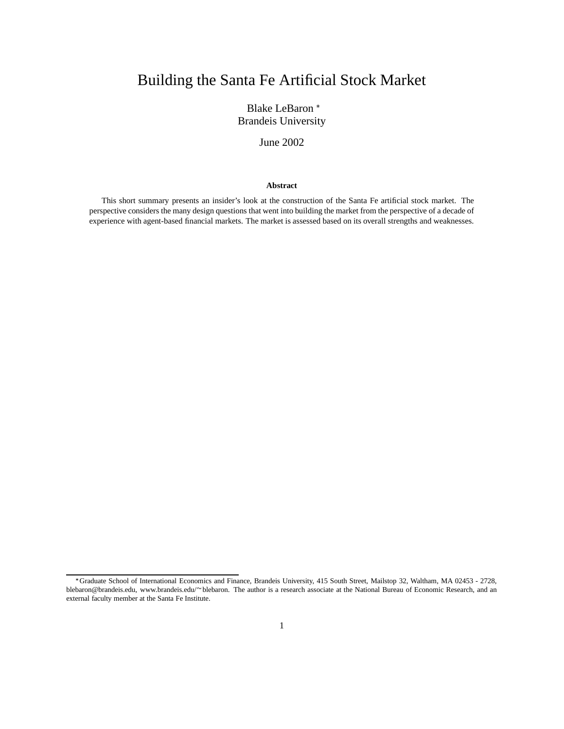# Building the Santa Fe Artificial Stock Market

Blake LeBaron [*]
Brandeis University

June 2002

**Abstract**

This short summary presents an insider's look at the construction of the Santa Fe artificial stock market. The perspective considers the many design questions that went into building the market from the perspective of a decade of experience with agent-based financial markets. The market is assessed based on its overall strengths and weaknesses.

[*] Graduate School of International Economics and Finance, Brandeis University, 415 South Street, Mailstop 32, Waltham, MA 02453 - 2728, blebaron@brandeis.edu, www.brandeis.edu/∼blebaron. The author is a research associate at the National Bureau of Economic Research, and an external faculty member at the Santa Fe Institute.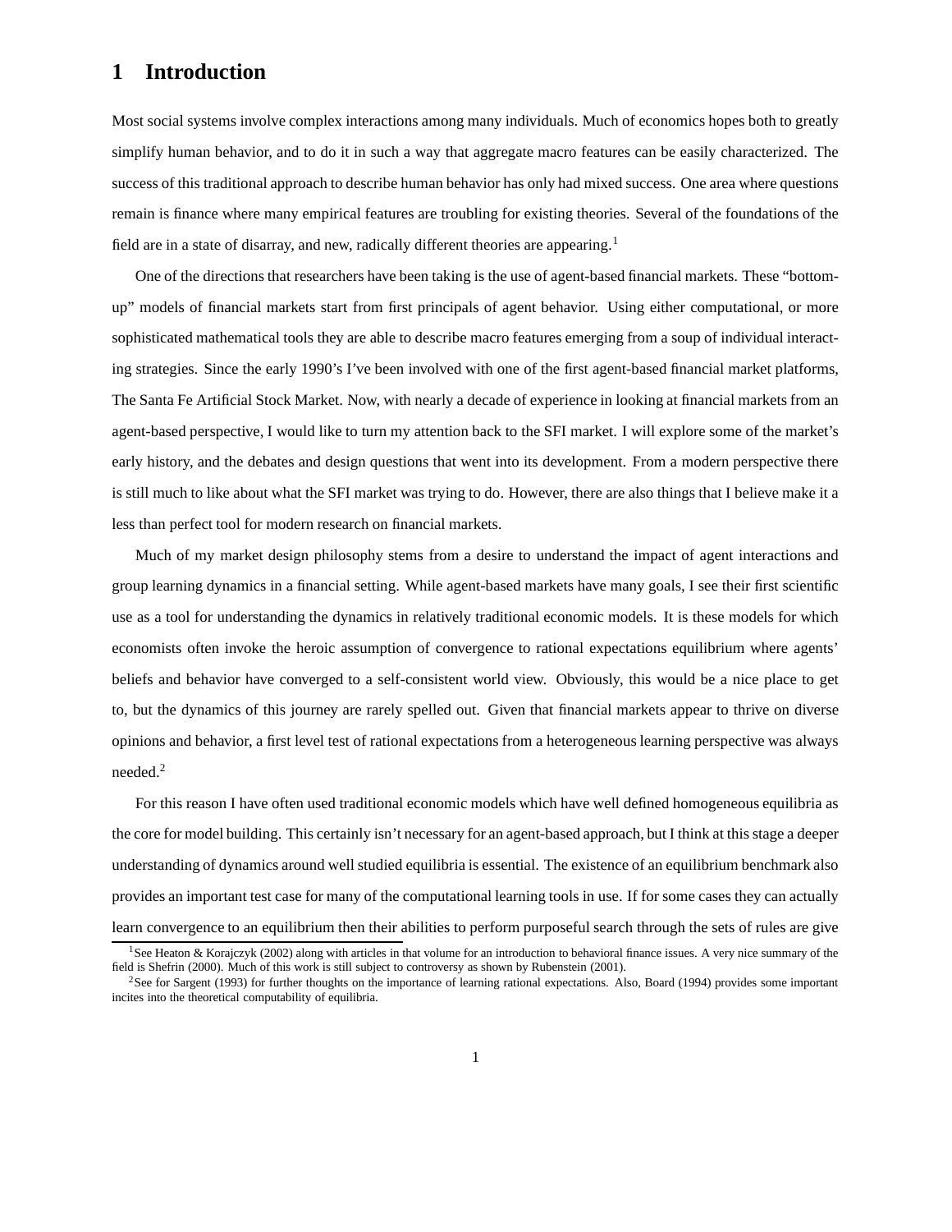# 1 Introduction

Most social systems involve complex interactions among many individuals. Much of economics hopes both to greatly simplify human behavior, and to do it in such a way that aggregate macro features can be easily characterized. The success of this traditional approach to describe human behavior has only had mixed success. One area where questions remain is finance where many empirical features are troubling for existing theories. Several of the foundations of the field are in a state of disarray, and new, radically different theories are appearing.[1]

One of the directions that researchers have been taking is the use of agent-based financial markets. These "bottom-up" models of financial markets start from first principals of agent behavior. Using either computational, or more sophisticated mathematical tools they are able to describe macro features emerging from a soup of individual interacting strategies. Since the early 1990's I've been involved with one of the first agent-based financial market platforms, The Santa Fe Artificial Stock Market. Now, with nearly a decade of experience in looking at financial markets from an agent-based perspective, I would like to turn my attention back to the SFI market. I will explore some of the market's early history, and the debates and design questions that went into its development. From a modern perspective there is still much to like about what the SFI market was trying to do. However, there are also things that I believe make it a less than perfect tool for modern research on financial markets.

Much of my market design philosophy stems from a desire to understand the impact of agent interactions and group learning dynamics in a financial setting. While agent-based markets have many goals, I see their first scientific use as a tool for understanding the dynamics in relatively traditional economic models. It is these models for which economists often invoke the heroic assumption of convergence to rational expectations equilibrium where agents' beliefs and behavior have converged to a self-consistent world view. Obviously, this would be a nice place to get to, but the dynamics of this journey are rarely spelled out. Given that financial markets appear to thrive on diverse opinions and behavior, a first level test of rational expectations from a heterogeneous learning perspective was always needed.[2]

For this reason I have often used traditional economic models which have well defined homogeneous equilibria as the core for model building. This certainly isn't necessary for an agent-based approach, but I think at this stage a deeper understanding of dynamics around well studied equilibria is essential. The existence of an equilibrium benchmark also provides an important test case for many of the computational learning tools in use. If for some cases they can actually learn convergence to an equilibrium then their abilities to perform purposeful search through the sets of rules are give

[1] See Heaton & Korajczyk (2002) along with articles in that volume for an introduction to behavioral finance issues. A very nice summary of the field is Shefrin (2000). Much of this work is still subject to controversy as shown by Rubenstein (2001).

[2] See for Sargent (1993) for further thoughts on the importance of learning rational expectations. Also, Board (1994) provides some important incites into the theoretical computability of equilibria.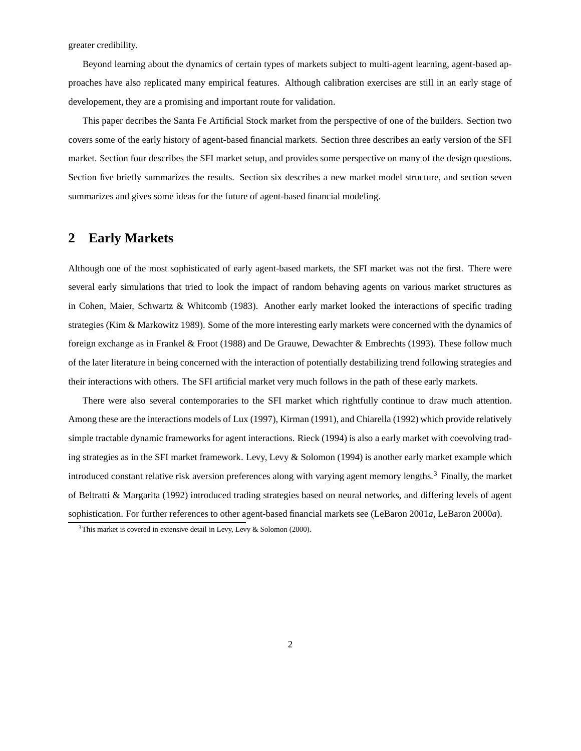greater credibility.

Beyond learning about the dynamics of certain types of markets subject to multi-agent learning, agent-based approaches have also replicated many empirical features. Although calibration exercises are still in an early stage of developement, they are a promising and important route for validation.

This paper decribes the Santa Fe Artificial Stock market from the perspective of one of the builders. Section two covers some of the early history of agent-based financial markets. Section three describes an early version of the SFI market. Section four describes the SFI market setup, and provides some perspective on many of the design questions. Section five briefly summarizes the results. Section six describes a new market model structure, and section seven summarizes and gives some ideas for the future of agent-based financial modeling.

## 2 Early Markets

Although one of the most sophisticated of early agent-based markets, the SFI market was not the first. There were several early simulations that tried to look the impact of random behaving agents on various market structures as in Cohen, Maier, Schwartz & Whitcomb (1983). Another early market looked the interactions of specific trading strategies (Kim & Markowitz 1989). Some of the more interesting early markets were concerned with the dynamics of foreign exchange as in Frankel & Froot (1988) and De Grauwe, Dewachter & Embrechts (1993). These follow much of the later literature in being concerned with the interaction of potentially destabilizing trend following strategies and their interactions with others. The SFI artificial market very much follows in the path of these early markets.

There were also several contemporaries to the SFI market which rightfully continue to draw much attention. Among these are the interactions models of Lux (1997), Kirman (1991), and Chiarella (1992) which provide relatively simple tractable dynamic frameworks for agent interactions. Rieck (1994) is also a early market with coevolving trading strategies as in the SFI market framework. Levy, Levy & Solomon (1994) is another early market example which introduced constant relative risk aversion preferences along with varying agent memory lengths.[3] Finally, the market of Beltratti & Margarita (1992) introduced trading strategies based on neural networks, and differing levels of agent sophistication. For further references to other agent-based financial markets see (LeBaron 2001*a*, LeBaron 2000*a*).

[3] This market is covered in extensive detail in Levy, Levy & Solomon (2000).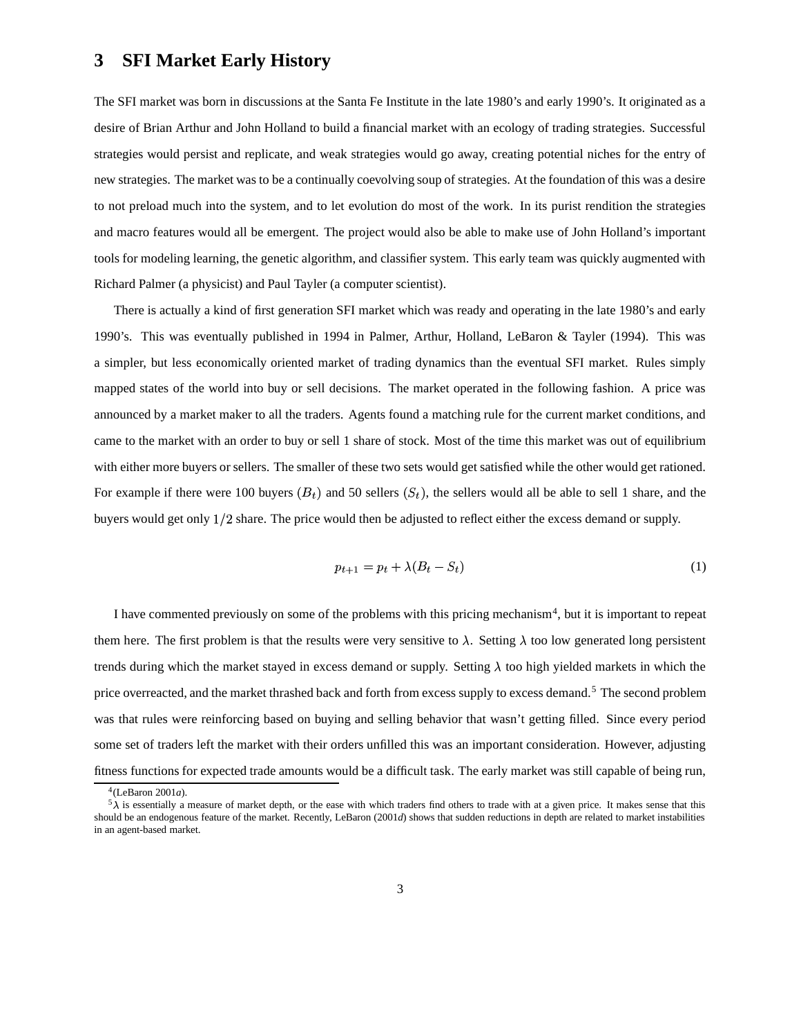## 3 SFI Market Early History

The SFI market was born in discussions at the Santa Fe Institute in the late 1980's and early 1990's. It originated as a desire of Brian Arthur and John Holland to build a financial market with an ecology of trading strategies. Successful strategies would persist and replicate, and weak strategies would go away, creating potential niches for the entry of new strategies. The market was to be a continually coevolving soup of strategies. At the foundation of this was a desire to not preload much into the system, and to let evolution do most of the work. In its purist rendition the strategies and macro features would all be emergent. The project would also be able to make use of John Holland's important tools for modeling learning, the genetic algorithm, and classifier system. This early team was quickly augmented with Richard Palmer (a physicist) and Paul Tayler (a computer scientist).

There is actually a kind of first generation SFI market which was ready and operating in the late 1980's and early 1990's. This was eventually published in 1994 in Palmer, Arthur, Holland, LeBaron & Tayler (1994). This was a simpler, but less economically oriented market of trading dynamics than the eventual SFI market. Rules simply mapped states of the world into buy or sell decisions. The market operated in the following fashion. A price was announced by a market maker to all the traders. Agents found a matching rule for the current market conditions, and came to the market with an order to buy or sell 1 share of stock. Most of the time this market was out of equilibrium with either more buyers or sellers. The smaller of these two sets would get satisfied while the other would get rationed. For example if there were 100 buyers ($B_t$) and 50 sellers ($S_t$), the sellers would all be able to sell 1 share, and the buyers would get only $1/2$ share. The price would then be adjusted to reflect either the excess demand or supply.

$$p_{t+1} = p_t + \lambda(B_t - S_t) \tag{1}$$

I have commented previously on some of the problems with this pricing mechanism[4], but it is important to repeat them here. The first problem is that the results were very sensitive to $\lambda$. Setting $\lambda$ too low generated long persistent trends during which the market stayed in excess demand or supply. Setting $\lambda$ too high yielded markets in which the price overreacted, and the market thrashed back and forth from excess supply to excess demand.[5] The second problem was that rules were reinforcing based on buying and selling behavior that wasn't getting filled. Since every period some set of traders left the market with their orders unfilled this was an important consideration. However, adjusting fitness functions for expected trade amounts would be a difficult task. The early market was still capable of being run,

[4](LeBaron 2001*a*).

[5]$\lambda$ is essentially a measure of market depth, or the ease with which traders find others to trade with at a given price. It makes sense that this should be an endogenous feature of the market. Recently, LeBaron (2001*d*) shows that sudden reductions in depth are related to market instabilities in an agent-based market.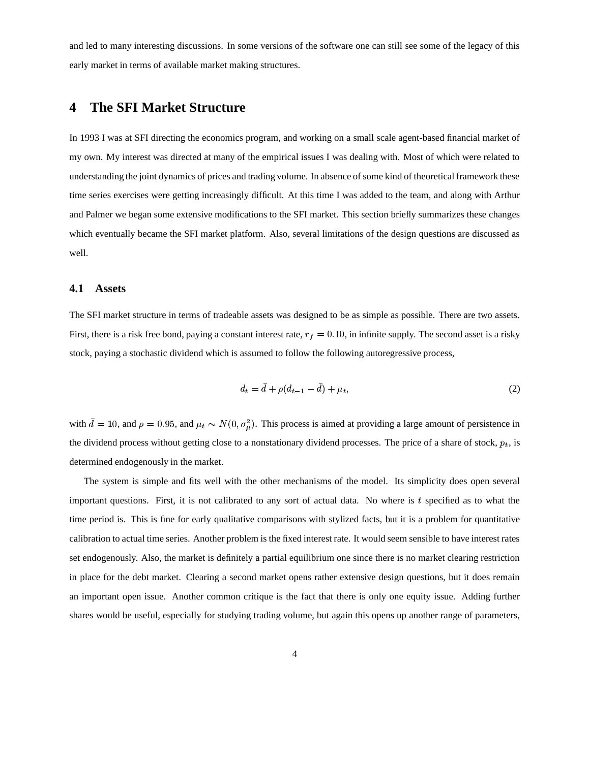and led to many interesting discussions. In some versions of the software one can still see some of the legacy of this early market in terms of available market making structures.

## 4 The SFI Market Structure

In 1993 I was at SFI directing the economics program, and working on a small scale agent-based financial market of my own. My interest was directed at many of the empirical issues I was dealing with. Most of which were related to understanding the joint dynamics of prices and trading volume. In absence of some kind of theoretical framework these time series exercises were getting increasingly difficult. At this time I was added to the team, and along with Arthur and Palmer we began some extensive modifications to the SFI market. This section briefly summarizes these changes which eventually became the SFI market platform. Also, several limitations of the design questions are discussed as well.

### 4.1 Assets

The SFI market structure in terms of tradeable assets was designed to be as simple as possible. There are two assets. First, there is a risk free bond, paying a constant interest rate, $r_f = 0.10$, in infinite supply. The second asset is a risky stock, paying a stochastic dividend which is assumed to follow the following autoregressive process,

$$d_t = \bar{d} + \rho(d_{t-1} - \bar{d}) + \mu_t, \tag{2}$$

with $\bar{d} = 10$, and $\rho = 0.95$, and $\mu_t \sim N(0, \sigma_\mu^2)$. This process is aimed at providing a large amount of persistence in the dividend process without getting close to a nonstationary dividend processes. The price of a share of stock, $p_t$, is determined endogenously in the market.

The system is simple and fits well with the other mechanisms of the model. Its simplicity does open several important questions. First, it is not calibrated to any sort of actual data. No where is $t$ specified as to what the time period is. This is fine for early qualitative comparisons with stylized facts, but it is a problem for quantitative calibration to actual time series. Another problem is the fixed interest rate. It would seem sensible to have interest rates set endogenously. Also, the market is definitely a partial equilibrium one since there is no market clearing restriction in place for the debt market. Clearing a second market opens rather extensive design questions, but it does remain an important open issue. Another common critique is the fact that there is only one equity issue. Adding further shares would be useful, especially for studying trading volume, but again this opens up another range of parameters,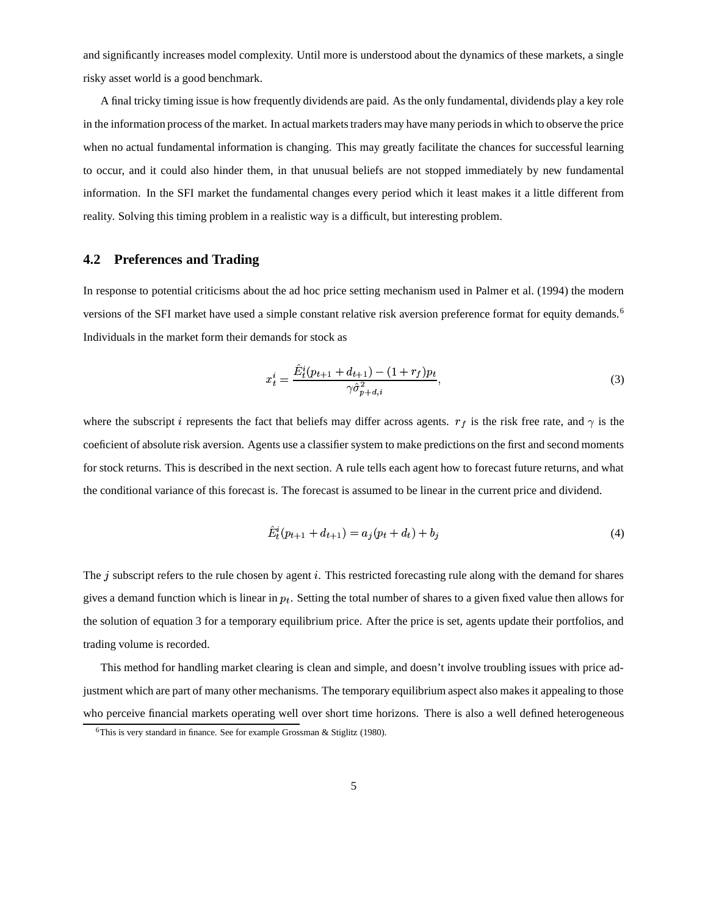and significantly increases model complexity. Until more is understood about the dynamics of these markets, a single risky asset world is a good benchmark.

A final tricky timing issue is how frequently dividends are paid. As the only fundamental, dividends play a key role in the information process of the market. In actual markets traders may have many periods in which to observe the price when no actual fundamental information is changing. This may greatly facilitate the chances for successful learning to occur, and it could also hinder them, in that unusual beliefs are not stopped immediately by new fundamental information. In the SFI market the fundamental changes every period which it least makes it a little different from reality. Solving this timing problem in a realistic way is a difficult, but interesting problem.

## 4.2 Preferences and Trading

In response to potential criticisms about the ad hoc price setting mechanism used in Palmer et al. (1994) the modern versions of the SFI market have used a simple constant relative risk aversion preference format for equity demands.[6] Individuals in the market form their demands for stock as

$$x_t^i = \frac{\hat{E}_t^i(p_{t+1} + d_{t+1}) - (1 + r_f)p_t}{\gamma \hat{\sigma}^2_{p+d,i}}, \tag{3}$$

where the subscript $i$ represents the fact that beliefs may differ across agents. $r_f$ is the risk free rate, and $\gamma$ is the coeficient of absolute risk aversion. Agents use a classifier system to make predictions on the first and second moments for stock returns. This is described in the next section. A rule tells each agent how to forecast future returns, and what the conditional variance of this forecast is. The forecast is assumed to be linear in the current price and dividend.

$$\hat{E}_t^i(p_{t+1} + d_{t+1}) = a_j(p_t + d_t) + b_j \tag{4}$$

The $j$ subscript refers to the rule chosen by agent $i$. This restricted forecasting rule along with the demand for shares gives a demand function which is linear in $p_t$. Setting the total number of shares to a given fixed value then allows for the solution of equation 3 for a temporary equilibrium price. After the price is set, agents update their portfolios, and trading volume is recorded.

This method for handling market clearing is clean and simple, and doesn't involve troubling issues with price adjustment which are part of many other mechanisms. The temporary equilibrium aspect also makes it appealing to those who perceive financial markets operating well over short time horizons. There is also a well defined heterogeneous

[6] This is very standard in finance. See for example Grossman & Stiglitz (1980).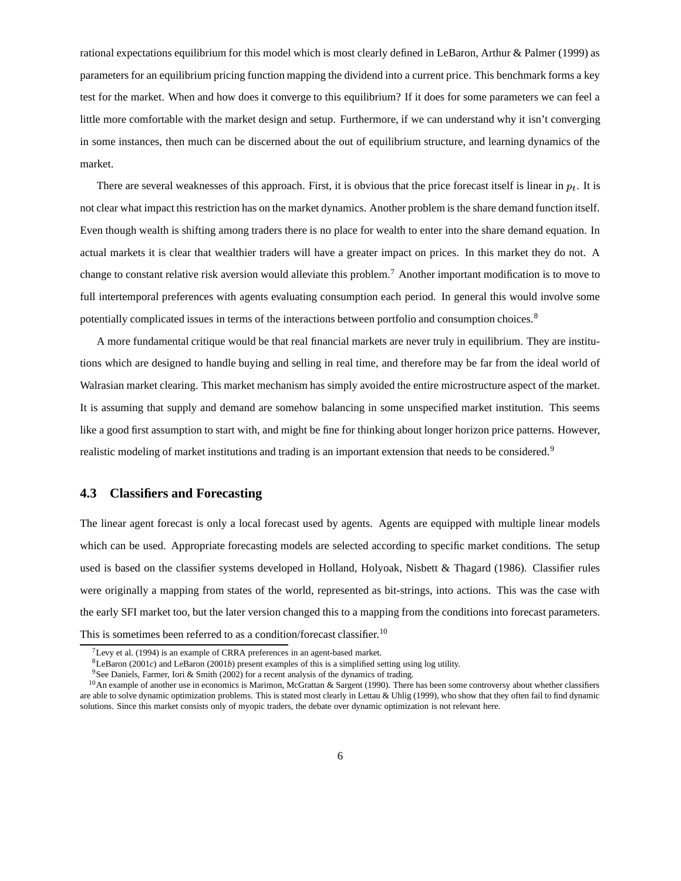rational expectations equilibrium for this model which is most clearly defined in LeBaron, Arthur & Palmer (1999) as parameters for an equilibrium pricing function mapping the dividend into a current price. This benchmark forms a key test for the market. When and how does it converge to this equilibrium? If it does for some parameters we can feel a little more comfortable with the market design and setup. Furthermore, if we can understand why it isn't converging in some instances, then much can be discerned about the out of equilibrium structure, and learning dynamics of the market.

There are several weaknesses of this approach. First, it is obvious that the price forecast itself is linear in $p_t$. It is not clear what impact this restriction has on the market dynamics. Another problem is the share demand function itself. Even though wealth is shifting among traders there is no place for wealth to enter into the share demand equation. In actual markets it is clear that wealthier traders will have a greater impact on prices. In this market they do not. A change to constant relative risk aversion would alleviate this problem.[7] Another important modification is to move to full intertemporal preferences with agents evaluating consumption each period. In general this would involve some potentially complicated issues in terms of the interactions between portfolio and consumption choices.[8]

A more fundamental critique would be that real financial markets are never truly in equilibrium. They are institutions which are designed to handle buying and selling in real time, and therefore may be far from the ideal world of Walrasian market clearing. This market mechanism has simply avoided the entire microstructure aspect of the market. It is assuming that supply and demand are somehow balancing in some unspecified market institution. This seems like a good first assumption to start with, and might be fine for thinking about longer horizon price patterns. However, realistic modeling of market institutions and trading is an important extension that needs to be considered.[9]

### 4.3 Classifiers and Forecasting

The linear agent forecast is only a local forecast used by agents. Agents are equipped with multiple linear models which can be used. Appropriate forecasting models are selected according to specific market conditions. The setup used is based on the classifier systems developed in Holland, Holyoak, Nisbett & Thagard (1986). Classifier rules were originally a mapping from states of the world, represented as bit-strings, into actions. This was the case with the early SFI market too, but the later version changed this to a mapping from the conditions into forecast parameters. This is sometimes been referred to as a condition/forecast classifier.[10]

---

[7] Levy et al. (1994) is an example of CRRA preferences in an agent-based market.

[8] LeBaron (2001*c*) and LeBaron (2001*b*) present examples of this is a simplified setting using log utility.

[9] See Daniels, Farmer, Iori & Smith (2002) for a recent analysis of the dynamics of trading.

[10] An example of another use in economics is Marimon, McGrattan & Sargent (1990). There has been some controversy about whether classifiers are able to solve dynamic optimization problems. This is stated most clearly in Lettau & Uhlig (1999), who show that they often fail to find dynamic solutions. Since this market consists only of myopic traders, the debate over dynamic optimization is not relevant here.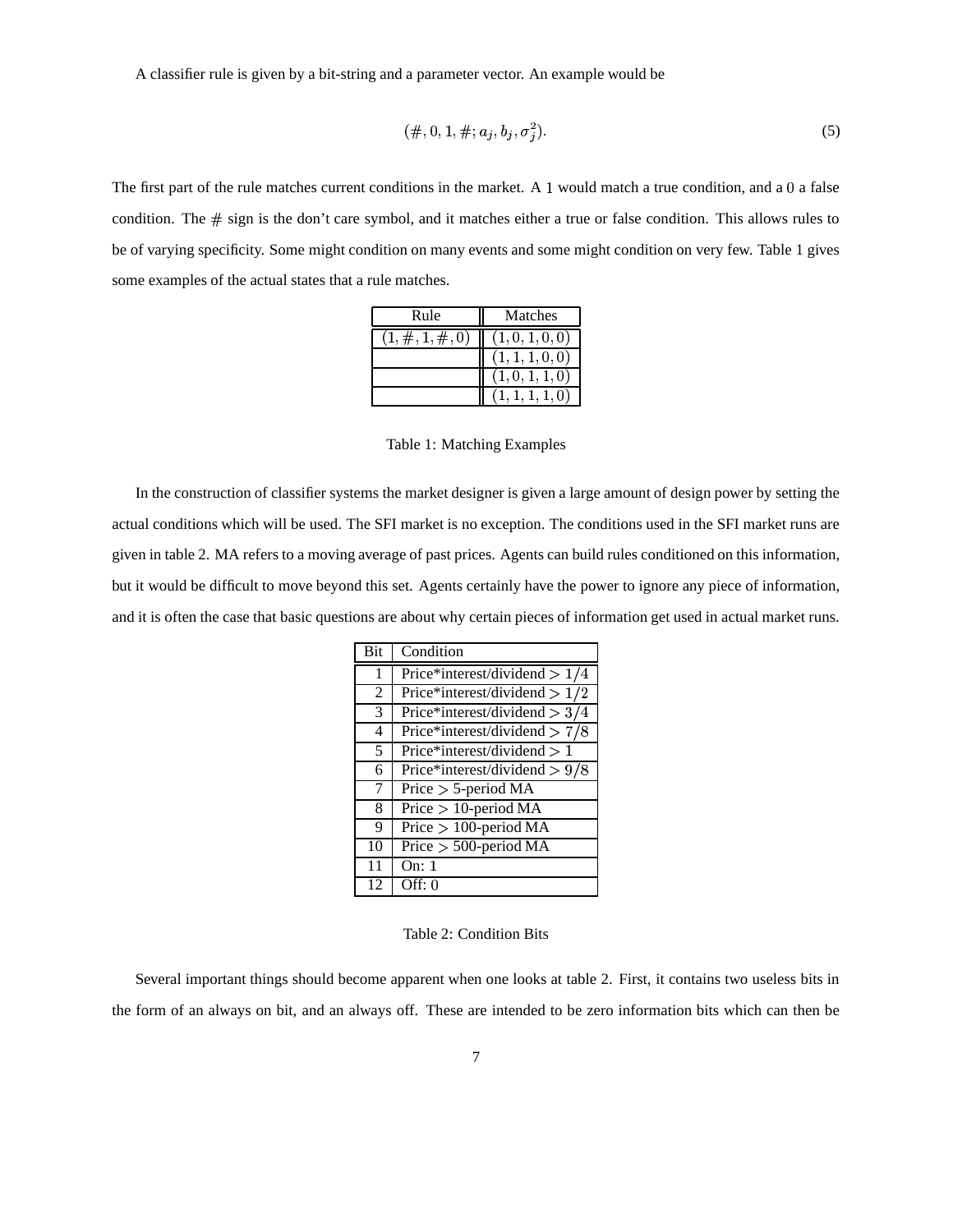A classifier rule is given by a bit-string and a parameter vector. An example would be

$$(\#, 0, 1, \#; a_j, b_j, \sigma_j^2). \tag{5}$$

The first part of the rule matches current conditions in the market. A 1 would match a true condition, and a 0 a false condition. The # sign is the don't care symbol, and it matches either a true or false condition. This allows rules to be of varying specificity. Some might condition on many events and some might condition on very few. Table 1 gives some examples of the actual states that a rule matches.

| Rule | Matches |
| --- | --- |
| $(1, \#, 1, \#, 0)$ | $(1, 0, 1, 0, 0)$ |
| | $(1, 1, 1, 0, 0)$ |
| | $(1, 0, 1, 1, 0)$ |
| | $(1, 1, 1, 1, 0)$ |

Table 1: Matching Examples

In the construction of classifier systems the market designer is given a large amount of design power by setting the actual conditions which will be used. The SFI market is no exception. The conditions used in the SFI market runs are given in table 2. MA refers to a moving average of past prices. Agents can build rules conditioned on this information, but it would be difficult to move beyond this set. Agents certainly have the power to ignore any piece of information, and it is often the case that basic questions are about why certain pieces of information get used in actual market runs.

| Bit | Condition |
| --- | --- |
| 1 | Price*interest/dividend $> 1/4$ |
| 2 | Price*interest/dividend $> 1/2$ |
| 3 | Price*interest/dividend $> 3/4$ |
| 4 | Price*interest/dividend $> 7/8$ |
| 5 | Price*interest/dividend $> 1$ |
| 6 | Price*interest/dividend $> 9/8$ |
| 7 | Price $>$ 5-period MA |
| 8 | Price $>$ 10-period MA |
| 9 | Price $>$ 100-period MA |
| 10 | Price $>$ 500-period MA |
| 11 | On: 1 |
| 12 | Off: 0 |

Table 2: Condition Bits

Several important things should become apparent when one looks at table 2. First, it contains two useless bits in the form of an always on bit, and an always off. These are intended to be zero information bits which can then be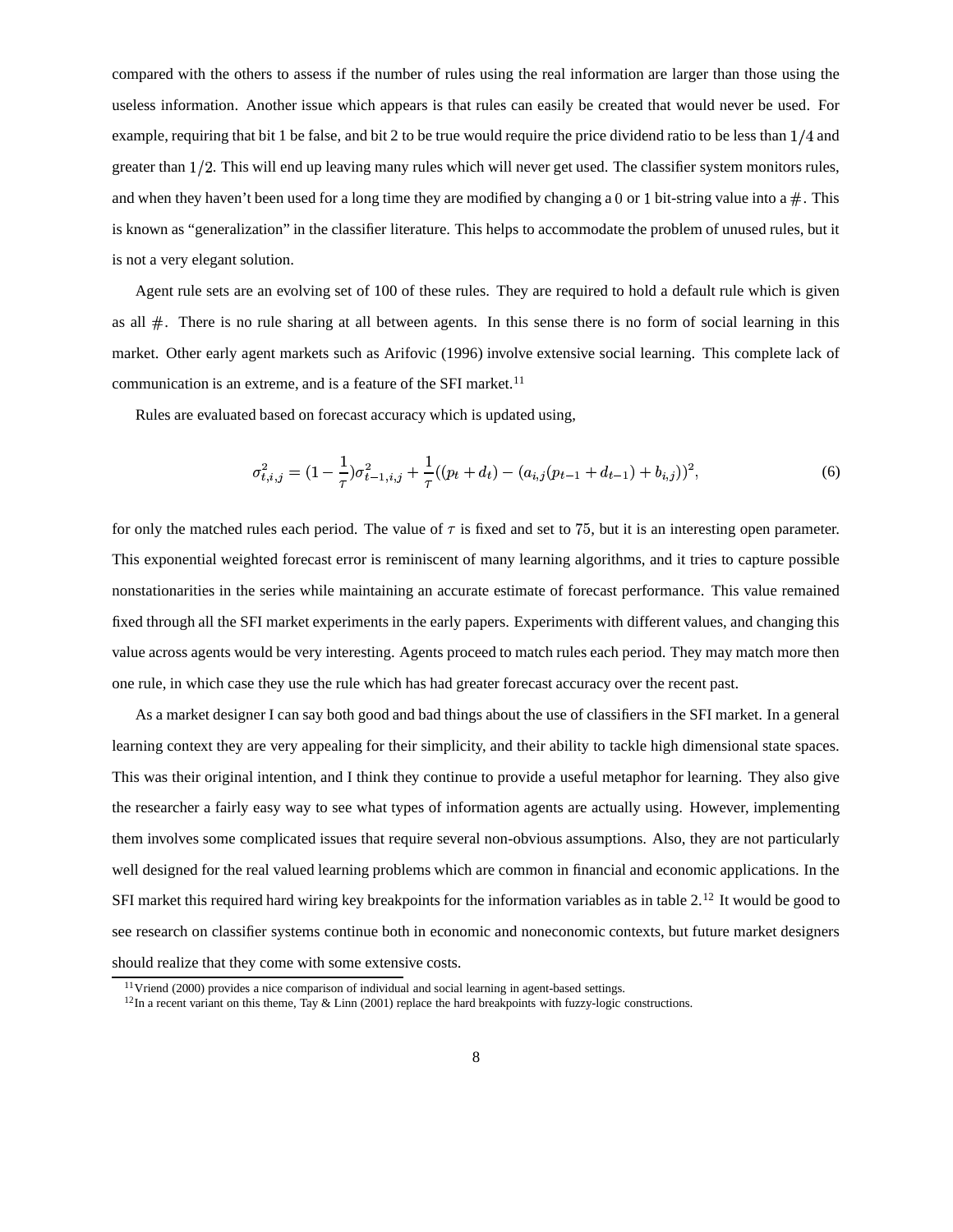compared with the others to assess if the number of rules using the real information are larger than those using the useless information. Another issue which appears is that rules can easily be created that would never be used. For example, requiring that bit 1 be false, and bit 2 to be true would require the price dividend ratio to be less than $1/4$ and greater than $1/2$. This will end up leaving many rules which will never get used. The classifier system monitors rules, and when they haven't been used for a long time they are modified by changing a $0$ or $1$ bit-string value into a $\#$. This is known as "generalization" in the classifier literature. This helps to accommodate the problem of unused rules, but it is not a very elegant solution.

Agent rule sets are an evolving set of 100 of these rules. They are required to hold a default rule which is given as all $\#$. There is no rule sharing at all between agents. In this sense there is no form of social learning in this market. Other early agent markets such as Arifovic (1996) involve extensive social learning. This complete lack of communication is an extreme, and is a feature of the SFI market.[11]

Rules are evaluated based on forecast accuracy which is updated using,

$$\sigma^2_{t,i,j} = (1 - \frac{1}{\tau})\sigma^2_{t-1,i,j} + \frac{1}{\tau}((p_t + d_t) - (a_{i,j}(p_{t-1} + d_{t-1}) + b_{i,j}))^2, \tag{6}$$

for only the matched rules each period. The value of $\tau$ is fixed and set to $75$, but it is an interesting open parameter. This exponential weighted forecast error is reminiscent of many learning algorithms, and it tries to capture possible nonstationarities in the series while maintaining an accurate estimate of forecast performance. This value remained fixed through all the SFI market experiments in the early papers. Experiments with different values, and changing this value across agents would be very interesting. Agents proceed to match rules each period. They may match more then one rule, in which case they use the rule which has had greater forecast accuracy over the recent past.

As a market designer I can say both good and bad things about the use of classifiers in the SFI market. In a general learning context they are very appealing for their simplicity, and their ability to tackle high dimensional state spaces. This was their original intention, and I think they continue to provide a useful metaphor for learning. They also give the researcher a fairly easy way to see what types of information agents are actually using. However, implementing them involves some complicated issues that require several non-obvious assumptions. Also, they are not particularly well designed for the real valued learning problems which are common in financial and economic applications. In the SFI market this required hard wiring key breakpoints for the information variables as in table 2.[12] It would be good to see research on classifier systems continue both in economic and noneconomic contexts, but future market designers should realize that they come with some extensive costs.

[11] Vriend (2000) provides a nice comparison of individual and social learning in agent-based settings.

[12] In a recent variant on this theme, Tay & Linn (2001) replace the hard breakpoints with fuzzy-logic constructions.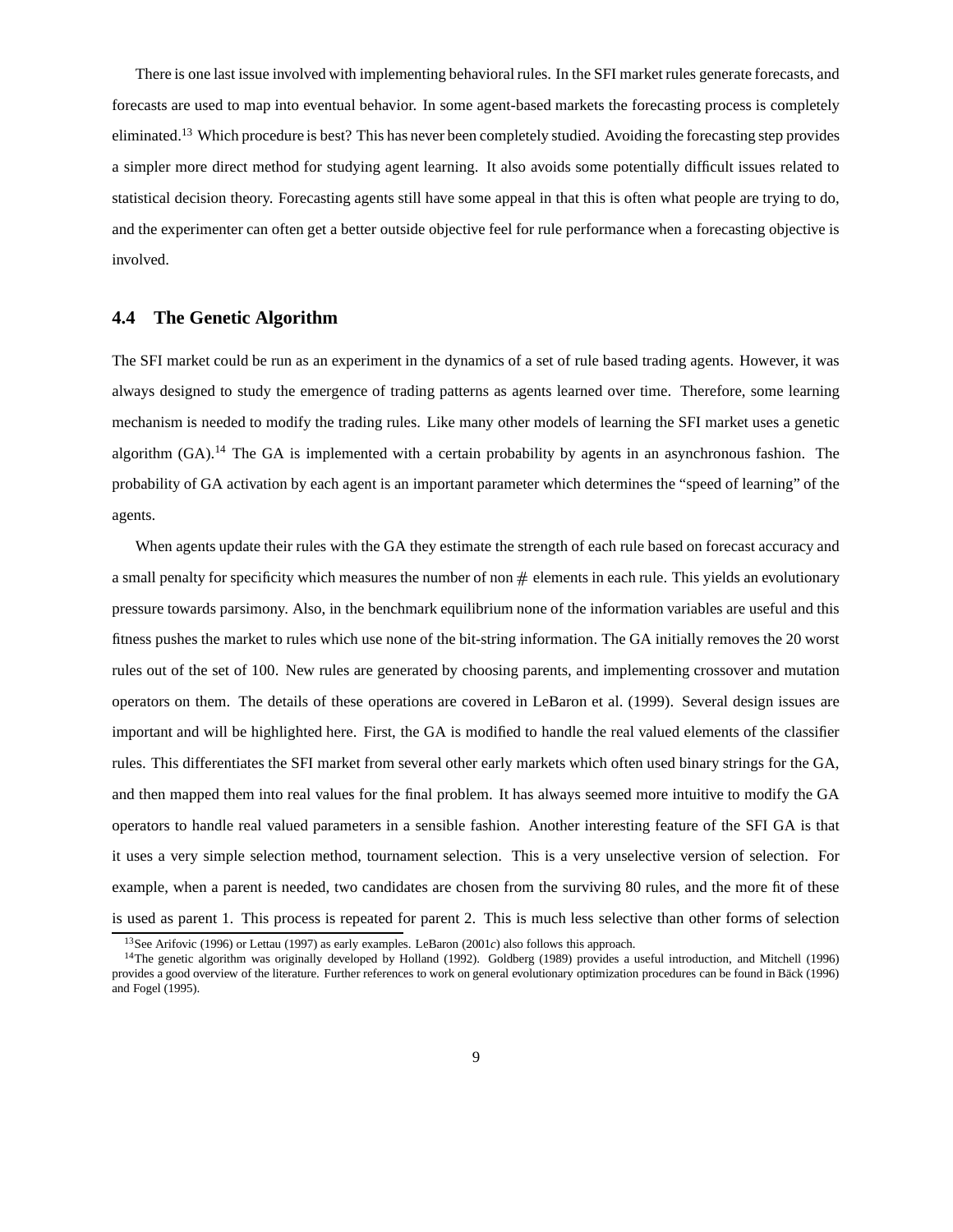There is one last issue involved with implementing behavioral rules. In the SFI market rules generate forecasts, and forecasts are used to map into eventual behavior. In some agent-based markets the forecasting process is completely eliminated.[13] Which procedure is best? This has never been completely studied. Avoiding the forecasting step provides a simpler more direct method for studying agent learning. It also avoids some potentially difficult issues related to statistical decision theory. Forecasting agents still have some appeal in that this is often what people are trying to do, and the experimenter can often get a better outside objective feel for rule performance when a forecasting objective is involved.

### 4.4 The Genetic Algorithm

The SFI market could be run as an experiment in the dynamics of a set of rule based trading agents. However, it was always designed to study the emergence of trading patterns as agents learned over time. Therefore, some learning mechanism is needed to modify the trading rules. Like many other models of learning the SFI market uses a genetic algorithm (GA).[14] The GA is implemented with a certain probability by agents in an asynchronous fashion. The probability of GA activation by each agent is an important parameter which determines the "speed of learning" of the agents.

When agents update their rules with the GA they estimate the strength of each rule based on forecast accuracy and a small penalty for specificity which measures the number of non # elements in each rule. This yields an evolutionary pressure towards parsimony. Also, in the benchmark equilibrium none of the information variables are useful and this fitness pushes the market to rules which use none of the bit-string information. The GA initially removes the 20 worst rules out of the set of 100. New rules are generated by choosing parents, and implementing crossover and mutation operators on them. The details of these operations are covered in LeBaron et al. (1999). Several design issues are important and will be highlighted here. First, the GA is modified to handle the real valued elements of the classifier rules. This differentiates the SFI market from several other early markets which often used binary strings for the GA, and then mapped them into real values for the final problem. It has always seemed more intuitive to modify the GA operators to handle real valued parameters in a sensible fashion. Another interesting feature of the SFI GA is that it uses a very simple selection method, tournament selection. This is a very unselective version of selection. For example, when a parent is needed, two candidates are chosen from the surviving 80 rules, and the more fit of these is used as parent 1. This process is repeated for parent 2. This is much less selective than other forms of selection

---

[13] See Arifovic (1996) or Lettau (1997) as early examples. LeBaron (2001c) also follows this approach.

[14] The genetic algorithm was originally developed by Holland (1992). Goldberg (1989) provides a useful introduction, and Mitchell (1996) provides a good overview of the literature. Further references to work on general evolutionary optimization procedures can be found in Bäck (1996) and Fogel (1995).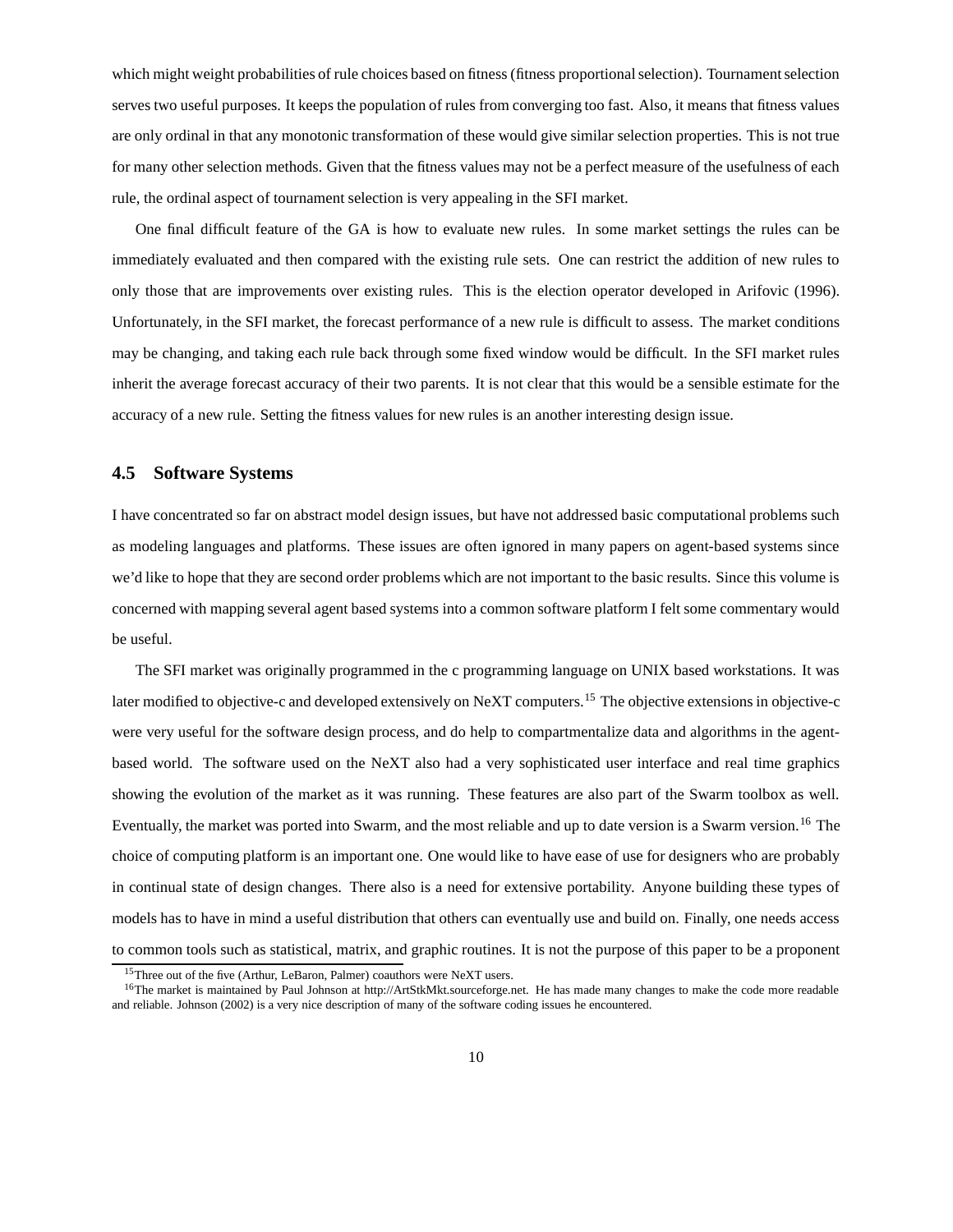which might weight probabilities of rule choices based on fitness (fitness proportional selection). Tournament selection serves two useful purposes. It keeps the population of rules from converging too fast. Also, it means that fitness values are only ordinal in that any monotonic transformation of these would give similar selection properties. This is not true for many other selection methods. Given that the fitness values may not be a perfect measure of the usefulness of each rule, the ordinal aspect of tournament selection is very appealing in the SFI market.

One final difficult feature of the GA is how to evaluate new rules. In some market settings the rules can be immediately evaluated and then compared with the existing rule sets. One can restrict the addition of new rules to only those that are improvements over existing rules. This is the election operator developed in Arifovic (1996). Unfortunately, in the SFI market, the forecast performance of a new rule is difficult to assess. The market conditions may be changing, and taking each rule back through some fixed window would be difficult. In the SFI market rules inherit the average forecast accuracy of their two parents. It is not clear that this would be a sensible estimate for the accuracy of a new rule. Setting the fitness values for new rules is an another interesting design issue.

## 4.5 Software Systems

I have concentrated so far on abstract model design issues, but have not addressed basic computational problems such as modeling languages and platforms. These issues are often ignored in many papers on agent-based systems since we'd like to hope that they are second order problems which are not important to the basic results. Since this volume is concerned with mapping several agent based systems into a common software platform I felt some commentary would be useful.

The SFI market was originally programmed in the c programming language on UNIX based workstations. It was later modified to objective-c and developed extensively on NeXT computers.[15] The objective extensions in objective-c were very useful for the software design process, and do help to compartmentalize data and algorithms in the agent-based world. The software used on the NeXT also had a very sophisticated user interface and real time graphics showing the evolution of the market as it was running. These features are also part of the Swarm toolbox as well. Eventually, the market was ported into Swarm, and the most reliable and up to date version is a Swarm version.[16] The choice of computing platform is an important one. One would like to have ease of use for designers who are probably in continual state of design changes. There also is a need for extensive portability. Anyone building these types of models has to have in mind a useful distribution that others can eventually use and build on. Finally, one needs access to common tools such as statistical, matrix, and graphic routines. It is not the purpose of this paper to be a proponent

[15] Three out of the five (Arthur, LeBaron, Palmer) coauthors were NeXT users.

[16] The market is maintained by Paul Johnson at http://ArtStkMkt.sourceforge.net. He has made many changes to make the code more readable and reliable. Johnson (2002) is a very nice description of many of the software coding issues he encountered.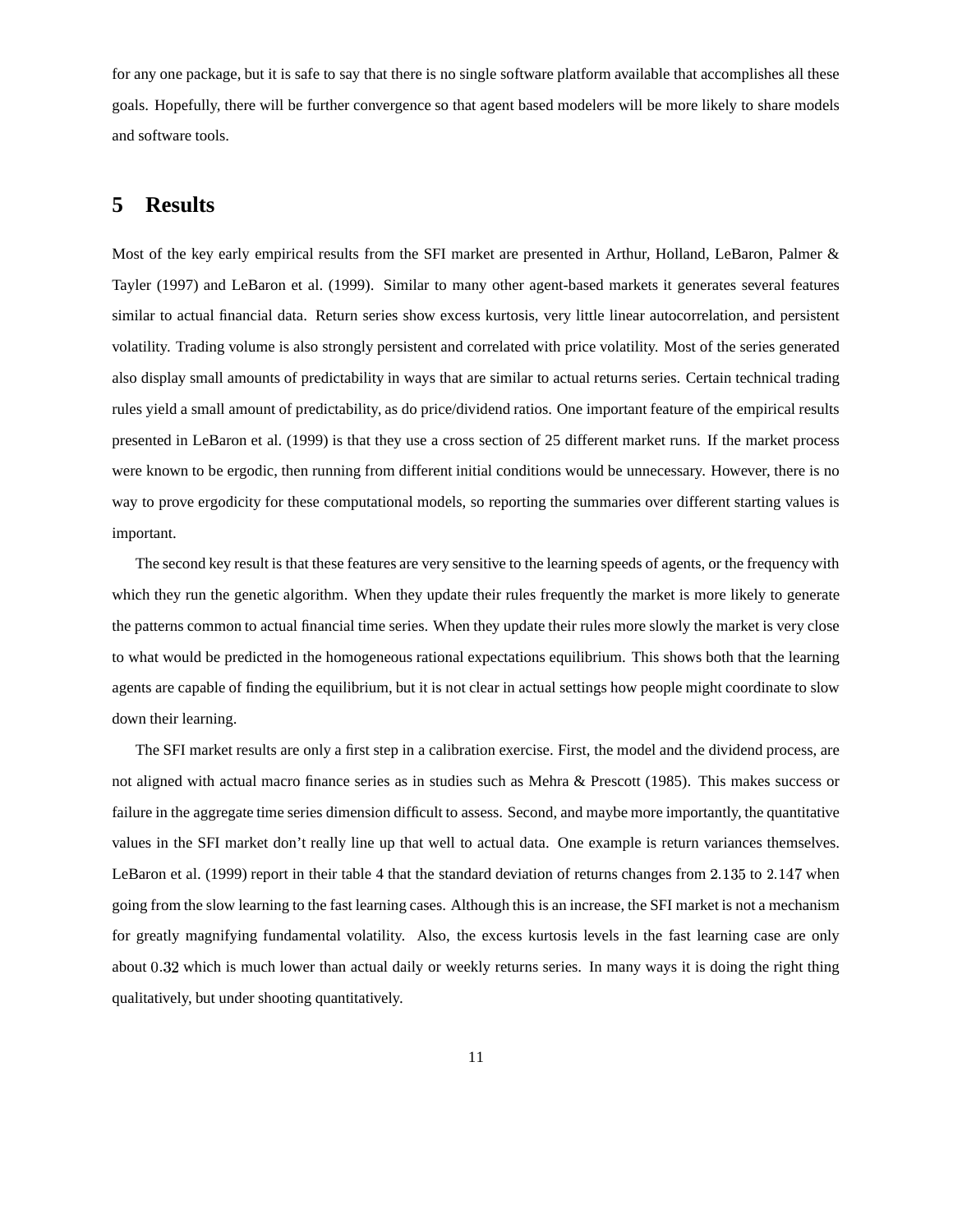for any one package, but it is safe to say that there is no single software platform available that accomplishes all these goals. Hopefully, there will be further convergence so that agent based modelers will be more likely to share models and software tools.

# 5 Results

Most of the key early empirical results from the SFI market are presented in Arthur, Holland, LeBaron, Palmer & Tayler (1997) and LeBaron et al. (1999). Similar to many other agent-based markets it generates several features similar to actual financial data. Return series show excess kurtosis, very little linear autocorrelation, and persistent volatility. Trading volume is also strongly persistent and correlated with price volatility. Most of the series generated also display small amounts of predictability in ways that are similar to actual returns series. Certain technical trading rules yield a small amount of predictability, as do price/dividend ratios. One important feature of the empirical results presented in LeBaron et al. (1999) is that they use a cross section of 25 different market runs. If the market process were known to be ergodic, then running from different initial conditions would be unnecessary. However, there is no way to prove ergodicity for these computational models, so reporting the summaries over different starting values is important.

The second key result is that these features are very sensitive to the learning speeds of agents, or the frequency with which they run the genetic algorithm. When they update their rules frequently the market is more likely to generate the patterns common to actual financial time series. When they update their rules more slowly the market is very close to what would be predicted in the homogeneous rational expectations equilibrium. This shows both that the learning agents are capable of finding the equilibrium, but it is not clear in actual settings how people might coordinate to slow down their learning.

The SFI market results are only a first step in a calibration exercise. First, the model and the dividend process, are not aligned with actual macro finance series as in studies such as Mehra & Prescott (1985). This makes success or failure in the aggregate time series dimension difficult to assess. Second, and maybe more importantly, the quantitative values in the SFI market don't really line up that well to actual data. One example is return variances themselves. LeBaron et al. (1999) report in their table 4 that the standard deviation of returns changes from $2.135$ to $2.147$ when going from the slow learning to the fast learning cases. Although this is an increase, the SFI market is not a mechanism for greatly magnifying fundamental volatility. Also, the excess kurtosis levels in the fast learning case are only about $0.32$ which is much lower than actual daily or weekly returns series. In many ways it is doing the right thing qualitatively, but under shooting quantitatively.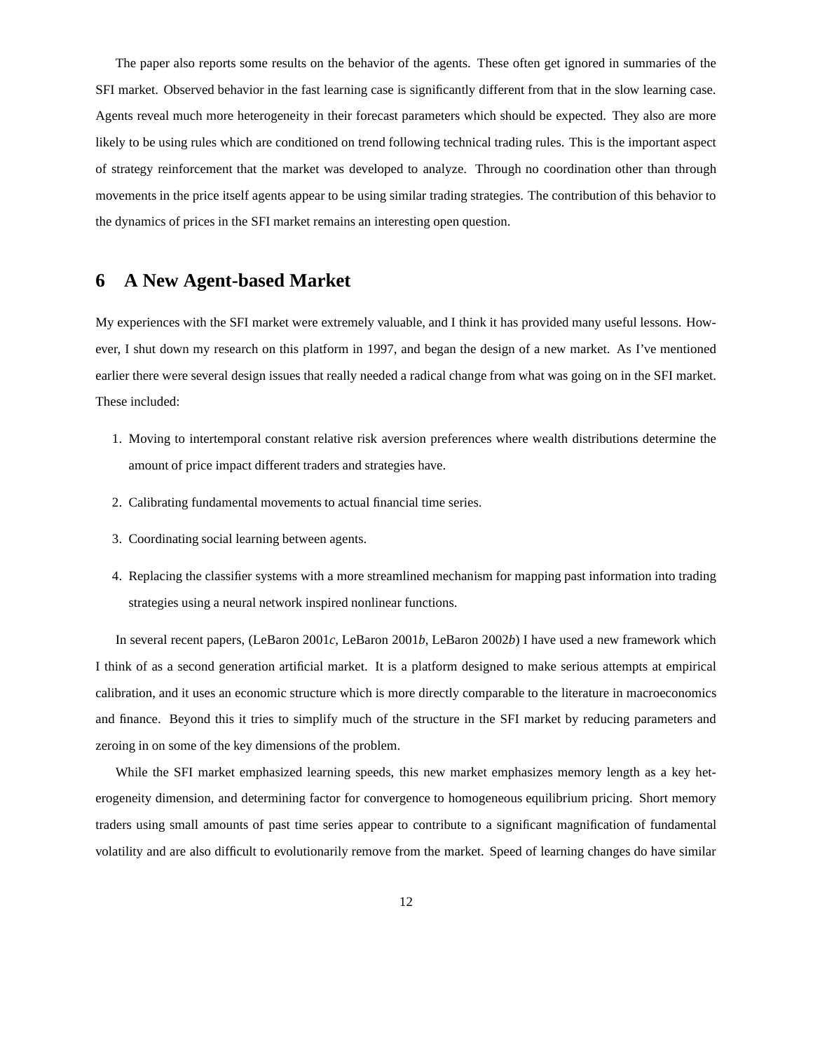The paper also reports some results on the behavior of the agents. These often get ignored in summaries of the SFI market. Observed behavior in the fast learning case is significantly different from that in the slow learning case. Agents reveal much more heterogeneity in their forecast parameters which should be expected. They also are more likely to be using rules which are conditioned on trend following technical trading rules. This is the important aspect of strategy reinforcement that the market was developed to analyze. Through no coordination other than through movements in the price itself agents appear to be using similar trading strategies. The contribution of this behavior to the dynamics of prices in the SFI market remains an interesting open question.

## 6 A New Agent-based Market

My experiences with the SFI market were extremely valuable, and I think it has provided many useful lessons. However, I shut down my research on this platform in 1997, and began the design of a new market. As I've mentioned earlier there were several design issues that really needed a radical change from what was going on in the SFI market. These included:

1. Moving to intertemporal constant relative risk aversion preferences where wealth distributions determine the amount of price impact different traders and strategies have.
2. Calibrating fundamental movements to actual financial time series.
3. Coordinating social learning between agents.
4. Replacing the classifier systems with a more streamlined mechanism for mapping past information into trading strategies using a neural network inspired nonlinear functions.

In several recent papers, (LeBaron 2001*c*, LeBaron 2001*b*, LeBaron 2002*b*) I have used a new framework which I think of as a second generation artificial market. It is a platform designed to make serious attempts at empirical calibration, and it uses an economic structure which is more directly comparable to the literature in macroeconomics and finance. Beyond this it tries to simplify much of the structure in the SFI market by reducing parameters and zeroing in on some of the key dimensions of the problem.

While the SFI market emphasized learning speeds, this new market emphasizes memory length as a key heterogeneity dimension, and determining factor for convergence to homogeneous equilibrium pricing. Short memory traders using small amounts of past time series appear to contribute to a significant magnification of fundamental volatility and are also difficult to evolutionarily remove from the market. Speed of learning changes do have similar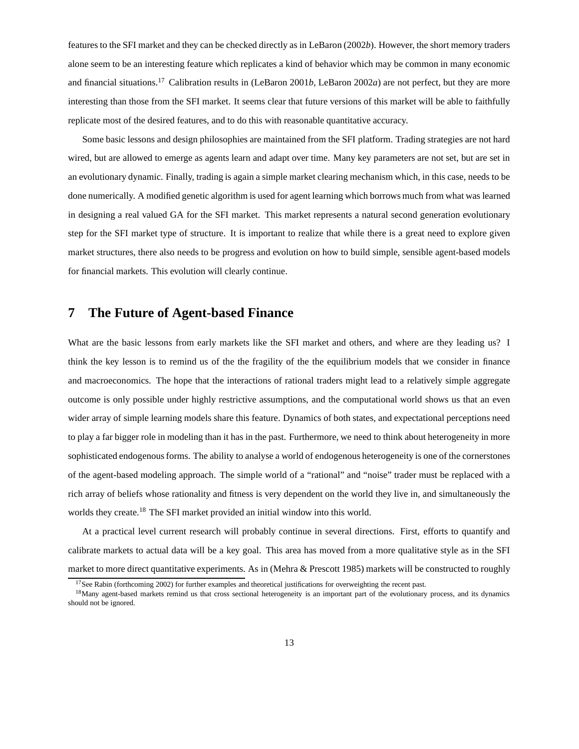features to the SFI market and they can be checked directly as in LeBaron (2002*b*). However, the short memory traders alone seem to be an interesting feature which replicates a kind of behavior which may be common in many economic and financial situations.[17] Calibration results in (LeBaron 2001*b*, LeBaron 2002*a*) are not perfect, but they are more interesting than those from the SFI market. It seems clear that future versions of this market will be able to faithfully replicate most of the desired features, and to do this with reasonable quantitative accuracy.

Some basic lessons and design philosophies are maintained from the SFI platform. Trading strategies are not hard wired, but are allowed to emerge as agents learn and adapt over time. Many key parameters are not set, but are set in an evolutionary dynamic. Finally, trading is again a simple market clearing mechanism which, in this case, needs to be done numerically. A modified genetic algorithm is used for agent learning which borrows much from what was learned in designing a real valued GA for the SFI market. This market represents a natural second generation evolutionary step for the SFI market type of structure. It is important to realize that while there is a great need to explore given market structures, there also needs to be progress and evolution on how to build simple, sensible agent-based models for financial markets. This evolution will clearly continue.

## 7 The Future of Agent-based Finance

What are the basic lessons from early markets like the SFI market and others, and where are they leading us? I think the key lesson is to remind us of the the fragility of the the equilibrium models that we consider in finance and macroeconomics. The hope that the interactions of rational traders might lead to a relatively simple aggregate outcome is only possible under highly restrictive assumptions, and the computational world shows us that an even wider array of simple learning models share this feature. Dynamics of both states, and expectational perceptions need to play a far bigger role in modeling than it has in the past. Furthermore, we need to think about heterogeneity in more sophisticated endogenous forms. The ability to analyse a world of endogenous heterogeneity is one of the cornerstones of the agent-based modeling approach. The simple world of a "rational" and "noise" trader must be replaced with a rich array of beliefs whose rationality and fitness is very dependent on the world they live in, and simultaneously the worlds they create.[18] The SFI market provided an initial window into this world.

At a practical level current research will probably continue in several directions. First, efforts to quantify and calibrate markets to actual data will be a key goal. This area has moved from a more qualitative style as in the SFI market to more direct quantitative experiments. As in (Mehra & Prescott 1985) markets will be constructed to roughly

[17] See Rabin (forthcoming 2002) for further examples and theoretical justifications for overweighting the recent past.

[18] Many agent-based markets remind us that cross sectional heterogeneity is an important part of the evolutionary process, and its dynamics should not be ignored.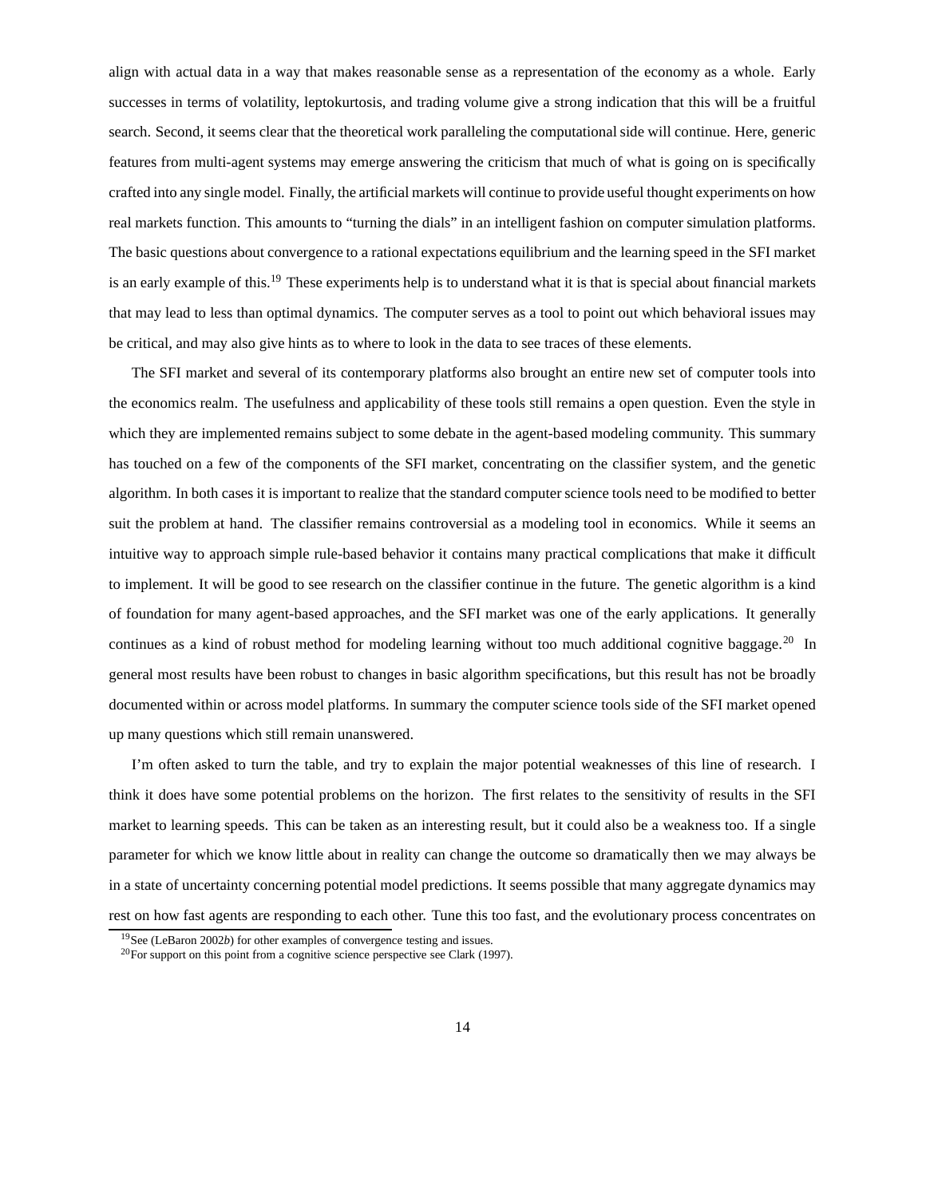align with actual data in a way that makes reasonable sense as a representation of the economy as a whole. Early successes in terms of volatility, leptokurtosis, and trading volume give a strong indication that this will be a fruitful search. Second, it seems clear that the theoretical work paralleling the computational side will continue. Here, generic features from multi-agent systems may emerge answering the criticism that much of what is going on is specifically crafted into any single model. Finally, the artificial markets will continue to provide useful thought experiments on how real markets function. This amounts to "turning the dials" in an intelligent fashion on computer simulation platforms. The basic questions about convergence to a rational expectations equilibrium and the learning speed in the SFI market is an early example of this.[19] These experiments help is to understand what it is that is special about financial markets that may lead to less than optimal dynamics. The computer serves as a tool to point out which behavioral issues may be critical, and may also give hints as to where to look in the data to see traces of these elements.

The SFI market and several of its contemporary platforms also brought an entire new set of computer tools into the economics realm. The usefulness and applicability of these tools still remains a open question. Even the style in which they are implemented remains subject to some debate in the agent-based modeling community. This summary has touched on a few of the components of the SFI market, concentrating on the classifier system, and the genetic algorithm. In both cases it is important to realize that the standard computer science tools need to be modified to better suit the problem at hand. The classifier remains controversial as a modeling tool in economics. While it seems an intuitive way to approach simple rule-based behavior it contains many practical complications that make it difficult to implement. It will be good to see research on the classifier continue in the future. The genetic algorithm is a kind of foundation for many agent-based approaches, and the SFI market was one of the early applications. It generally continues as a kind of robust method for modeling learning without too much additional cognitive baggage.[20] In general most results have been robust to changes in basic algorithm specifications, but this result has not be broadly documented within or across model platforms. In summary the computer science tools side of the SFI market opened up many questions which still remain unanswered.

I'm often asked to turn the table, and try to explain the major potential weaknesses of this line of research. I think it does have some potential problems on the horizon. The first relates to the sensitivity of results in the SFI market to learning speeds. This can be taken as an interesting result, but it could also be a weakness too. If a single parameter for which we know little about in reality can change the outcome so dramatically then we may always be in a state of uncertainty concerning potential model predictions. It seems possible that many aggregate dynamics may rest on how fast agents are responding to each other. Tune this too fast, and the evolutionary process concentrates on

[19] See (LeBaron 2002*b*) for other examples of convergence testing and issues.

[20] For support on this point from a cognitive science perspective see Clark (1997).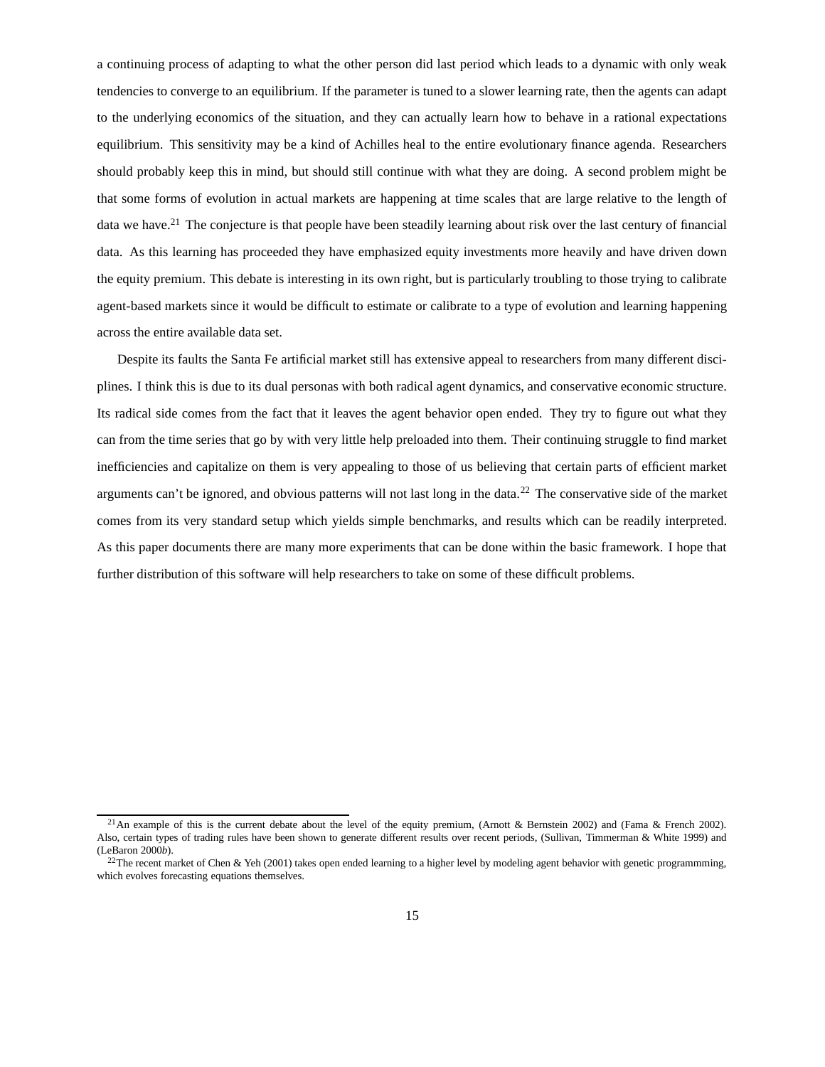a continuing process of adapting to what the other person did last period which leads to a dynamic with only weak tendencies to converge to an equilibrium. If the parameter is tuned to a slower learning rate, then the agents can adapt to the underlying economics of the situation, and they can actually learn how to behave in a rational expectations equilibrium. This sensitivity may be a kind of Achilles heal to the entire evolutionary finance agenda. Researchers should probably keep this in mind, but should still continue with what they are doing. A second problem might be that some forms of evolution in actual markets are happening at time scales that are large relative to the length of data we have.[21] The conjecture is that people have been steadily learning about risk over the last century of financial data. As this learning has proceeded they have emphasized equity investments more heavily and have driven down the equity premium. This debate is interesting in its own right, but is particularly troubling to those trying to calibrate agent-based markets since it would be difficult to estimate or calibrate to a type of evolution and learning happening across the entire available data set.

Despite its faults the Santa Fe artificial market still has extensive appeal to researchers from many different disciplines. I think this is due to its dual personas with both radical agent dynamics, and conservative economic structure. Its radical side comes from the fact that it leaves the agent behavior open ended. They try to figure out what they can from the time series that go by with very little help preloaded into them. Their continuing struggle to find market inefficiencies and capitalize on them is very appealing to those of us believing that certain parts of efficient market arguments can't be ignored, and obvious patterns will not last long in the data.[22] The conservative side of the market comes from its very standard setup which yields simple benchmarks, and results which can be readily interpreted. As this paper documents there are many more experiments that can be done within the basic framework. I hope that further distribution of this software will help researchers to take on some of these difficult problems.

---

[21] An example of this is the current debate about the level of the equity premium, (Arnott & Bernstein 2002) and (Fama & French 2002). Also, certain types of trading rules have been shown to generate different results over recent periods, (Sullivan, Timmerman & White 1999) and (LeBaron 2000*b*).

[22] The recent market of Chen & Yeh (2001) takes open ended learning to a higher level by modeling agent behavior with genetic programmming, which evolves forecasting equations themselves.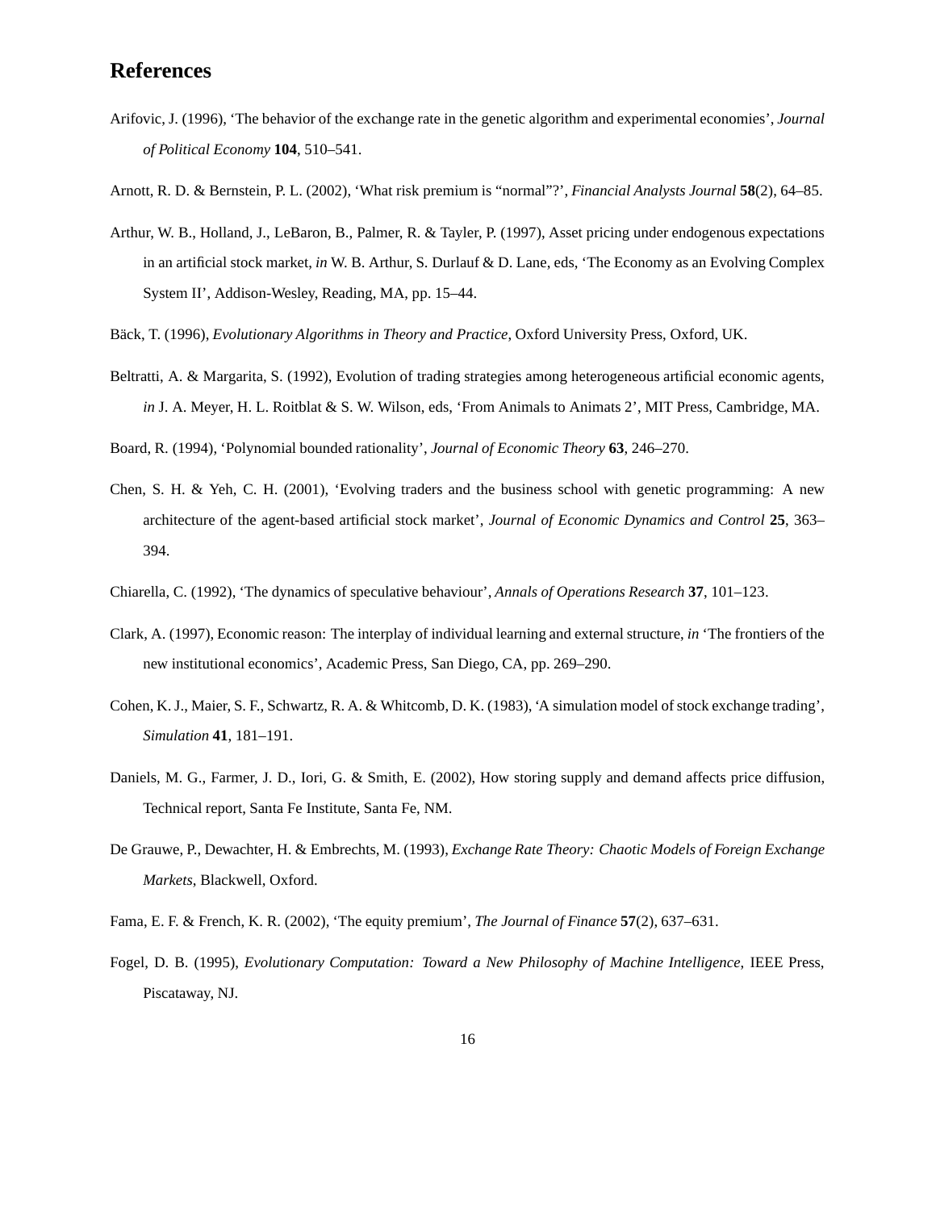# References

Arifovic, J. (1996), 'The behavior of the exchange rate in the genetic algorithm and experimental economies', *Journal of Political Economy* **104**, 510–541.

Arnott, R. D. & Bernstein, P. L. (2002), 'What risk premium is "normal"?', *Financial Analysts Journal* **58**(2), 64–85.

Arthur, W. B., Holland, J., LeBaron, B., Palmer, R. & Tayler, P. (1997), Asset pricing under endogenous expectations in an artificial stock market, *in* W. B. Arthur, S. Durlauf & D. Lane, eds, 'The Economy as an Evolving Complex System II', Addison-Wesley, Reading, MA, pp. 15–44.

Bäck, T. (1996), *Evolutionary Algorithms in Theory and Practice*, Oxford University Press, Oxford, UK.

Beltratti, A. & Margarita, S. (1992), Evolution of trading strategies among heterogeneous artificial economic agents, *in* J. A. Meyer, H. L. Roitblat & S. W. Wilson, eds, 'From Animals to Animats 2', MIT Press, Cambridge, MA.

Board, R. (1994), 'Polynomial bounded rationality', *Journal of Economic Theory* **63**, 246–270.

Chen, S. H. & Yeh, C. H. (2001), 'Evolving traders and the business school with genetic programming: A new architecture of the agent-based artificial stock market', *Journal of Economic Dynamics and Control* **25**, 363–394.

Chiarella, C. (1992), 'The dynamics of speculative behaviour', *Annals of Operations Research* **37**, 101–123.

Clark, A. (1997), Economic reason: The interplay of individual learning and external structure, *in* 'The frontiers of the new institutional economics', Academic Press, San Diego, CA, pp. 269–290.

Cohen, K. J., Maier, S. F., Schwartz, R. A. & Whitcomb, D. K. (1983), 'A simulation model of stock exchange trading', *Simulation* **41**, 181–191.

Daniels, M. G., Farmer, J. D., Iori, G. & Smith, E. (2002), How storing supply and demand affects price diffusion, Technical report, Santa Fe Institute, Santa Fe, NM.

De Grauwe, P., Dewachter, H. & Embrechts, M. (1993), *Exchange Rate Theory: Chaotic Models of Foreign Exchange Markets*, Blackwell, Oxford.

Fama, E. F. & French, K. R. (2002), 'The equity premium', *The Journal of Finance* **57**(2), 637–631.

Fogel, D. B. (1995), *Evolutionary Computation: Toward a New Philosophy of Machine Intelligence*, IEEE Press, Piscataway, NJ.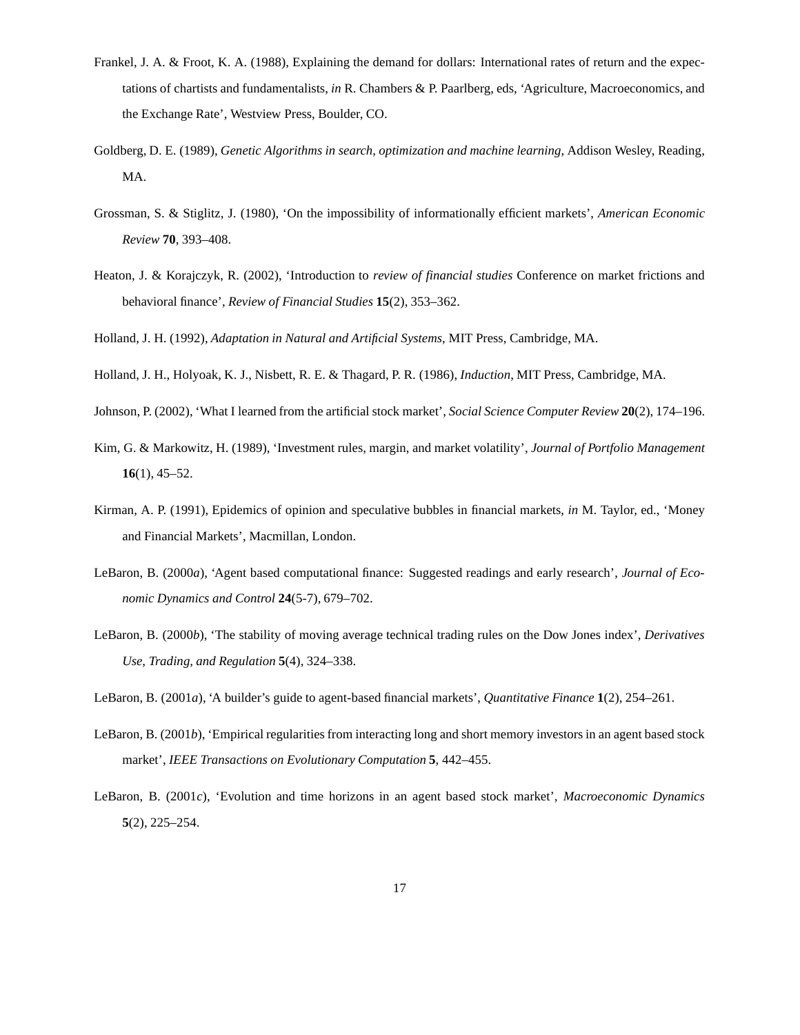Frankel, J. A. & Froot, K. A. (1988), Explaining the demand for dollars: International rates of return and the expectations of chartists and fundamentalists, *in* R. Chambers & P. Paarlberg, eds, 'Agriculture, Macroeconomics, and the Exchange Rate', Westview Press, Boulder, CO.

Goldberg, D. E. (1989), *Genetic Algorithms in search, optimization and machine learning*, Addison Wesley, Reading, MA.

Grossman, S. & Stiglitz, J. (1980), 'On the impossibility of informationally efficient markets', *American Economic Review* **70**, 393–408.

Heaton, J. & Korajczyk, R. (2002), 'Introduction to *review of financial studies* Conference on market frictions and behavioral finance', *Review of Financial Studies* **15**(2), 353–362.

Holland, J. H. (1992), *Adaptation in Natural and Artificial Systems*, MIT Press, Cambridge, MA.

Holland, J. H., Holyoak, K. J., Nisbett, R. E. & Thagard, P. R. (1986), *Induction*, MIT Press, Cambridge, MA.

Johnson, P. (2002), 'What I learned from the artificial stock market', *Social Science Computer Review* **20**(2), 174–196.

Kim, G. & Markowitz, H. (1989), 'Investment rules, margin, and market volatility', *Journal of Portfolio Management* **16**(1), 45–52.

Kirman, A. P. (1991), Epidemics of opinion and speculative bubbles in financial markets, *in* M. Taylor, ed., 'Money and Financial Markets', Macmillan, London.

LeBaron, B. (2000*a*), 'Agent based computational finance: Suggested readings and early research', *Journal of Economic Dynamics and Control* **24**(5-7), 679–702.

LeBaron, B. (2000*b*), 'The stability of moving average technical trading rules on the Dow Jones index', *Derivatives Use, Trading, and Regulation* **5**(4), 324–338.

LeBaron, B. (2001*a*), 'A builder's guide to agent-based financial markets', *Quantitative Finance* **1**(2), 254–261.

LeBaron, B. (2001*b*), 'Empirical regularities from interacting long and short memory investors in an agent based stock market', *IEEE Transactions on Evolutionary Computation* **5**, 442–455.

LeBaron, B. (2001*c*), 'Evolution and time horizons in an agent based stock market', *Macroeconomic Dynamics* **5**(2), 225–254.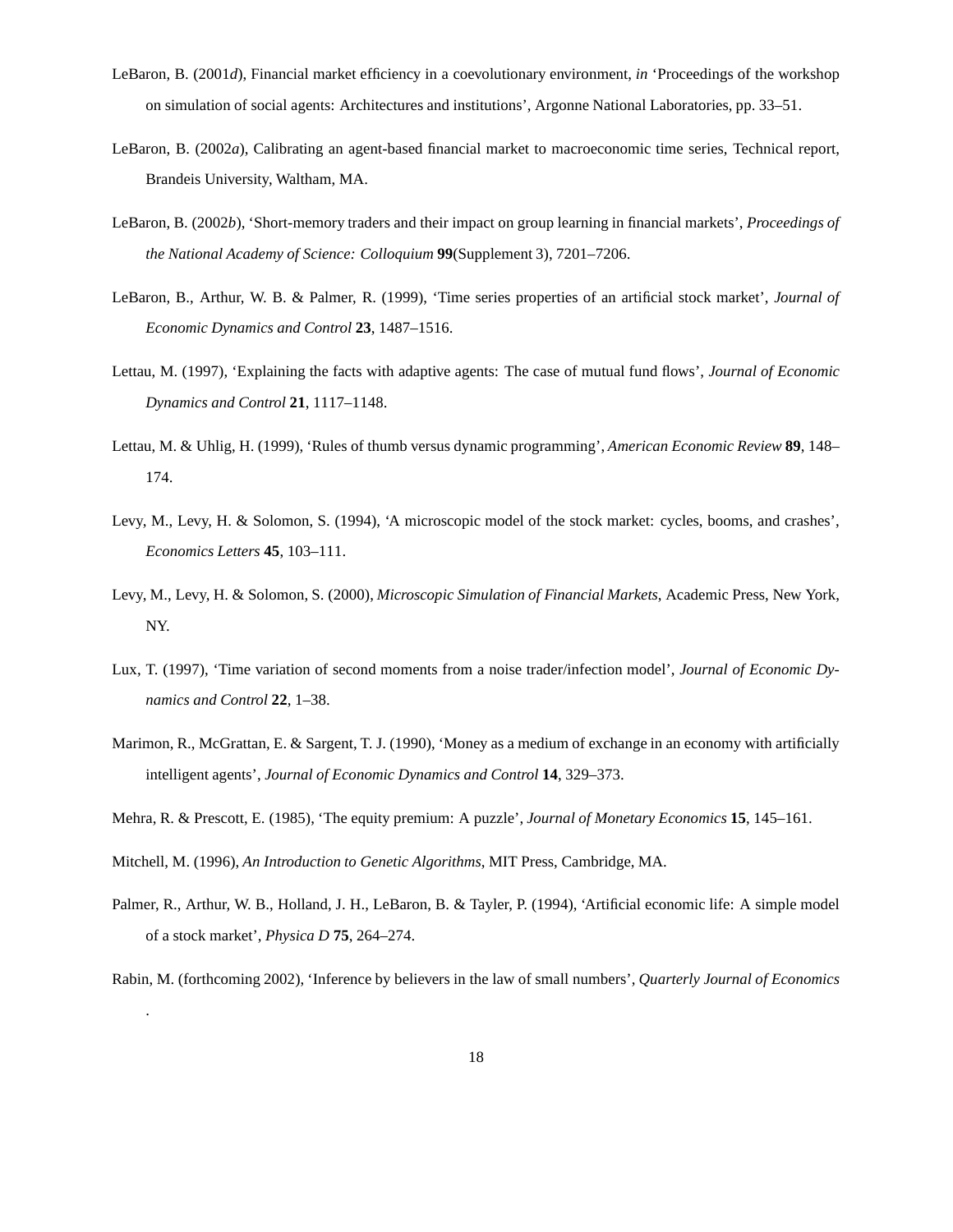LeBaron, B. (2001*d*), Financial market efficiency in a coevolutionary environment, *in* 'Proceedings of the workshop on simulation of social agents: Architectures and institutions', Argonne National Laboratories, pp. 33–51.

LeBaron, B. (2002*a*), Calibrating an agent-based financial market to macroeconomic time series, Technical report, Brandeis University, Waltham, MA.

LeBaron, B. (2002*b*), 'Short-memory traders and their impact on group learning in financial markets', *Proceedings of the National Academy of Science: Colloquium* **99**(Supplement 3), 7201–7206.

LeBaron, B., Arthur, W. B. & Palmer, R. (1999), 'Time series properties of an artificial stock market', *Journal of Economic Dynamics and Control* **23**, 1487–1516.

Lettau, M. (1997), 'Explaining the facts with adaptive agents: The case of mutual fund flows', *Journal of Economic Dynamics and Control* **21**, 1117–1148.

Lettau, M. & Uhlig, H. (1999), 'Rules of thumb versus dynamic programming', *American Economic Review* **89**, 148–174.

Levy, M., Levy, H. & Solomon, S. (1994), 'A microscopic model of the stock market: cycles, booms, and crashes', *Economics Letters* **45**, 103–111.

Levy, M., Levy, H. & Solomon, S. (2000), *Microscopic Simulation of Financial Markets*, Academic Press, New York, NY.

Lux, T. (1997), 'Time variation of second moments from a noise trader/infection model', *Journal of Economic Dynamics and Control* **22**, 1–38.

Marimon, R., McGrattan, E. & Sargent, T. J. (1990), 'Money as a medium of exchange in an economy with artificially intelligent agents', *Journal of Economic Dynamics and Control* **14**, 329–373.

Mehra, R. & Prescott, E. (1985), 'The equity premium: A puzzle', *Journal of Monetary Economics* **15**, 145–161.

Mitchell, M. (1996), *An Introduction to Genetic Algorithms*, MIT Press, Cambridge, MA.

Palmer, R., Arthur, W. B., Holland, J. H., LeBaron, B. & Tayler, P. (1994), 'Artificial economic life: A simple model of a stock market', *Physica D* **75**, 264–274.

Rabin, M. (forthcoming 2002), 'Inference by believers in the law of small numbers', *Quarterly Journal of Economics* .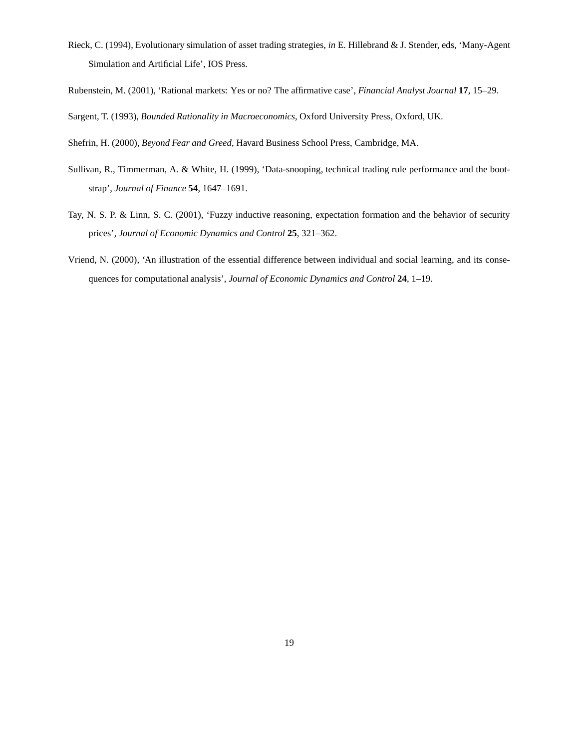Rieck, C. (1994), Evolutionary simulation of asset trading strategies, *in* E. Hillebrand & J. Stender, eds, 'Many-Agent Simulation and Artificial Life', IOS Press.

Rubenstein, M. (2001), 'Rational markets: Yes or no? The affirmative case', *Financial Analyst Journal* **17**, 15–29.

Sargent, T. (1993), *Bounded Rationality in Macroeconomics*, Oxford University Press, Oxford, UK.

Shefrin, H. (2000), *Beyond Fear and Greed*, Havard Business School Press, Cambridge, MA.

Sullivan, R., Timmerman, A. & White, H. (1999), 'Data-snooping, technical trading rule performance and the bootstrap', *Journal of Finance* **54**, 1647–1691.

Tay, N. S. P. & Linn, S. C. (2001), 'Fuzzy inductive reasoning, expectation formation and the behavior of security prices', *Journal of Economic Dynamics and Control* **25**, 321–362.

Vriend, N. (2000), 'An illustration of the essential difference between individual and social learning, and its consequences for computational analysis', *Journal of Economic Dynamics and Control* **24**, 1–19.